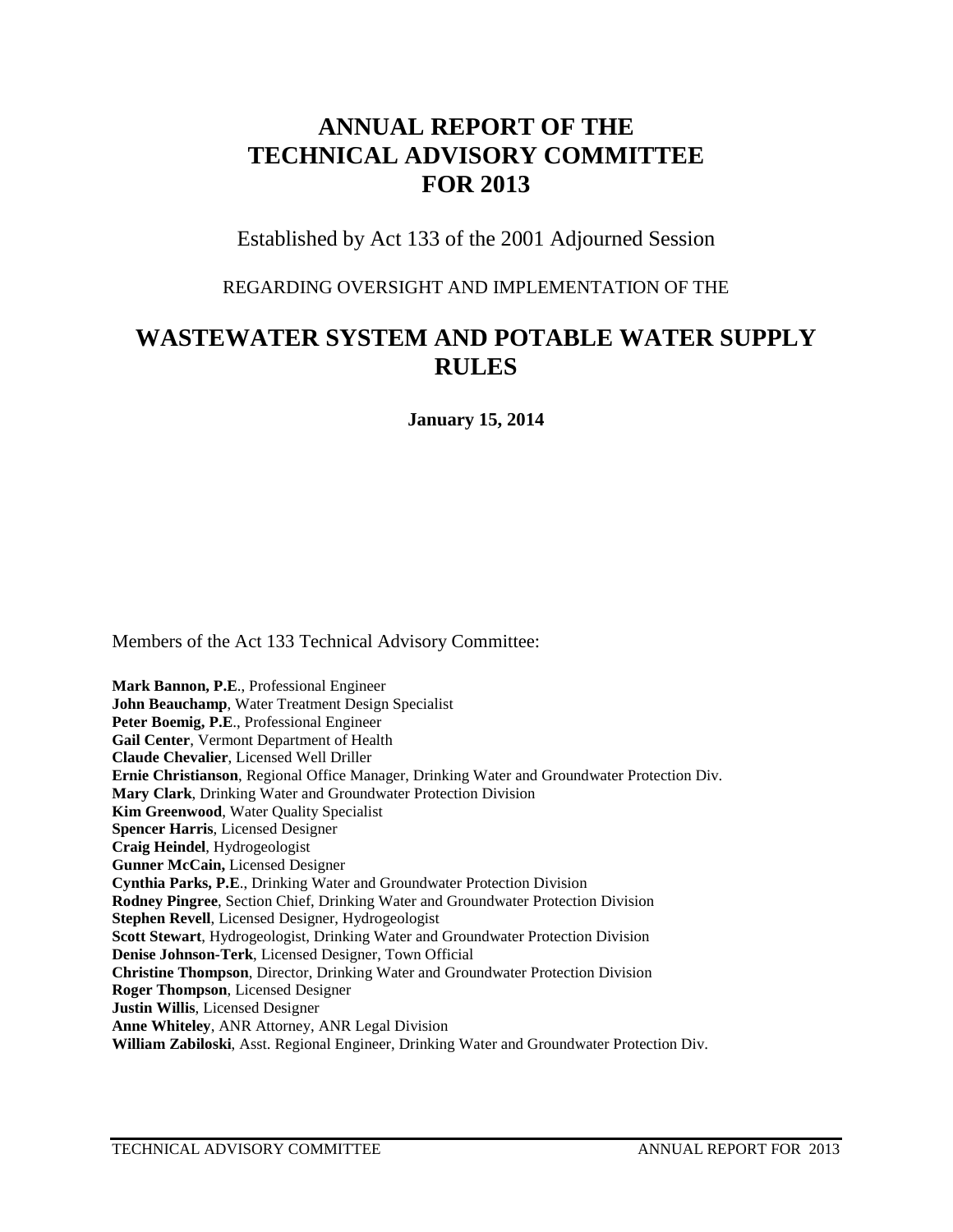# ANNUAL REPORT OF THE TECHNICAL ADVISORY COMMITTEE FOR 2013

Established by Act 133 of the 2001 Adjourned Session

REGARDING OVERSIGHT AND IMPLEMENTATION OF THE

# WASTEWATER SYSTEM AND POTABLE WATER SUPPLY RULES

**January 15, 2014**

Members of the Act 133 Technical Advisory Committee:

**Mark Bannon, P.E**., Professional Engineer
**John Beauchamp**, Water Treatment Design Specialist
**Peter Boemig, P.E**., Professional Engineer
**Gail Center**, Vermont Department of Health
**Claude Chevalier**, Licensed Well Driller
**Ernie Christianson**, Regional Office Manager, Drinking Water and Groundwater Protection Div.
**Mary Clark**, Drinking Water and Groundwater Protection Division
**Kim Greenwood**, Water Quality Specialist
**Spencer Harris**, Licensed Designer
**Craig Heindel**, Hydrogeologist
**Gunner McCain,** Licensed Designer
**Cynthia Parks, P.E**., Drinking Water and Groundwater Protection Division
**Rodney Pingree**, Section Chief, Drinking Water and Groundwater Protection Division
**Stephen Revell**, Licensed Designer, Hydrogeologist
**Scott Stewart**, Hydrogeologist, Drinking Water and Groundwater Protection Division
**Denise Johnson-Terk**, Licensed Designer, Town Official
**Christine Thompson**, Director, Drinking Water and Groundwater Protection Division
**Roger Thompson**, Licensed Designer
**Justin Willis**, Licensed Designer
**Anne Whiteley**, ANR Attorney, ANR Legal Division
**William Zabiloski**, Asst. Regional Engineer, Drinking Water and Groundwater Protection Div.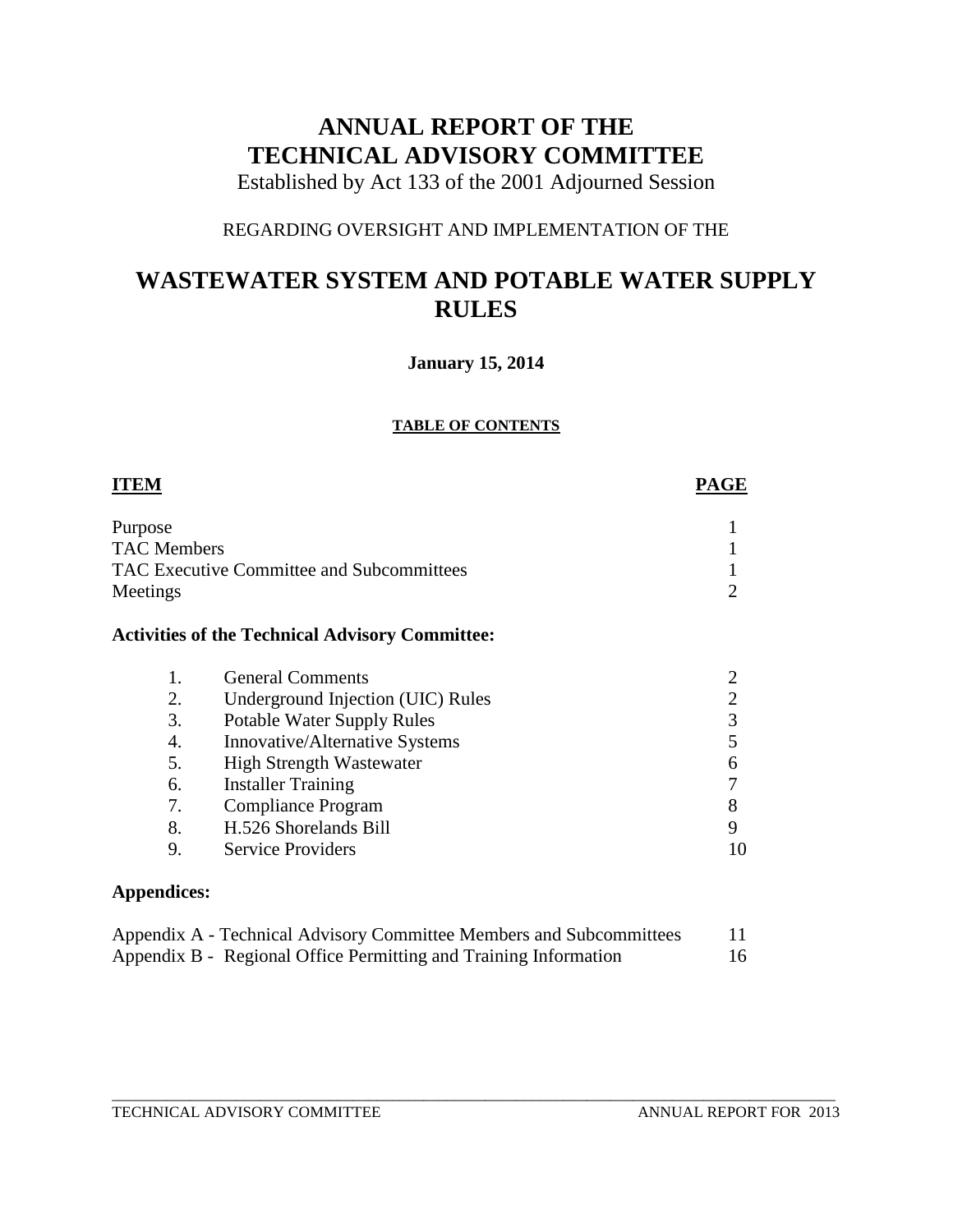# ANNUAL REPORT OF THE TECHNICAL ADVISORY COMMITTEE

Established by Act 133 of the 2001 Adjourned Session

REGARDING OVERSIGHT AND IMPLEMENTATION OF THE

# WASTEWATER SYSTEM AND POTABLE WATER SUPPLY RULES

**January 15, 2014**

**TABLE OF CONTENTS**

| **ITEM** | **PAGE** |
|---|---|
| Purpose | 1 |
| TAC Members | 1 |
| TAC Executive Committee and Subcommittees | 1 |
| Meetings | 2 |

**Activities of the Technical Advisory Committee:**

| | | |
|---|---|---|
| 1. | General Comments | 2 |
| 2. | Underground Injection (UIC) Rules | 2 |
| 3. | Potable Water Supply Rules | 3 |
| 4. | Innovative/Alternative Systems | 5 |
| 5. | High Strength Wastewater | 6 |
| 6. | Installer Training | 7 |
| 7. | Compliance Program | 8 |
| 8. | H.526 Shorelands Bill | 9 |
| 9. | Service Providers | 10 |

**Appendices:**

| | |
|---|---|
| Appendix A - Technical Advisory Committee Members and Subcommittees | 11 |
| Appendix B - Regional Office Permitting and Training Information | 16 |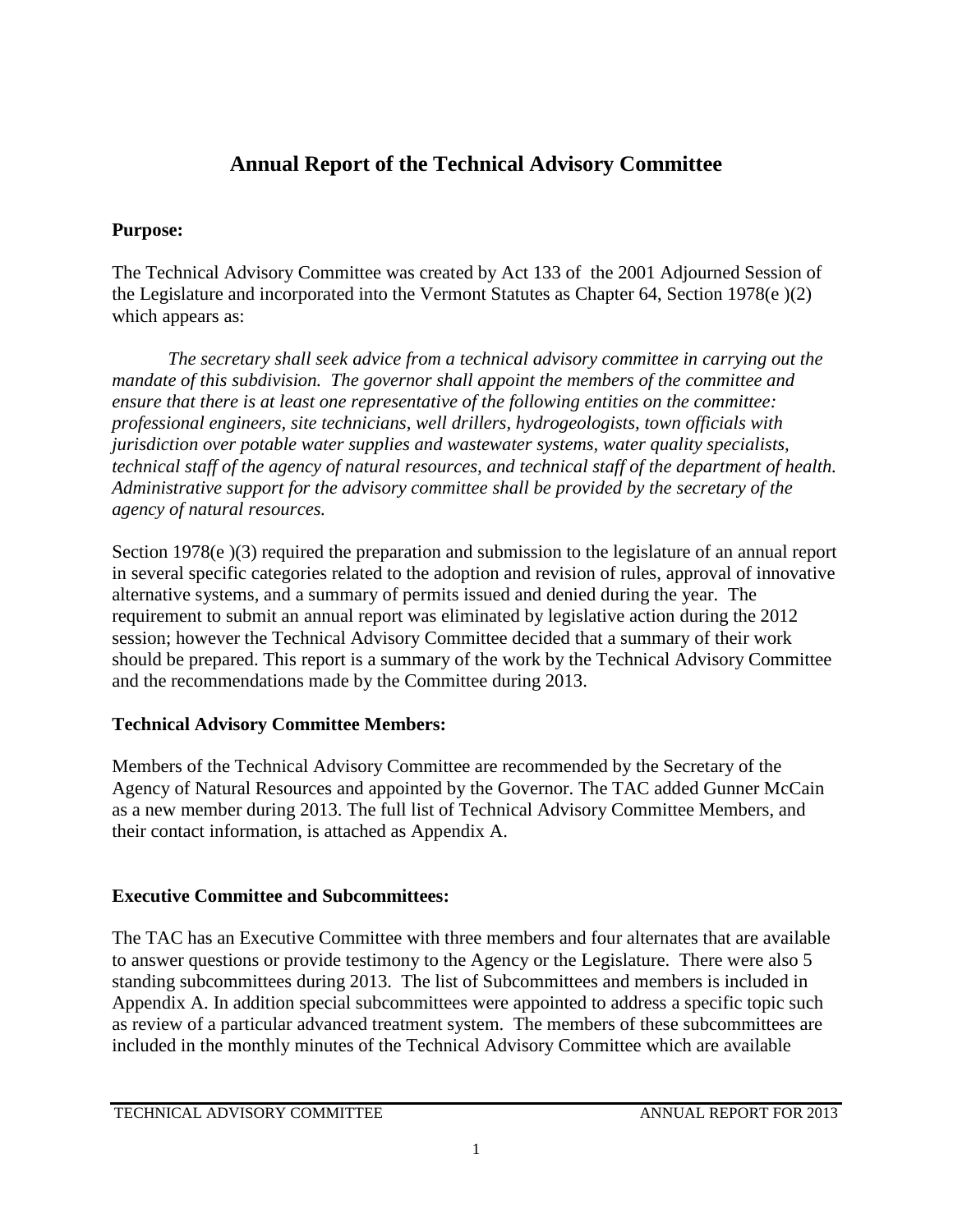# Annual Report of the Technical Advisory Committee

## Purpose:

The Technical Advisory Committee was created by Act 133 of the 2001 Adjourned Session of the Legislature and incorporated into the Vermont Statutes as Chapter 64, Section 1978(e )(2) which appears as:

> *The secretary shall seek advice from a technical advisory committee in carrying out the mandate of this subdivision. The governor shall appoint the members of the committee and ensure that there is at least one representative of the following entities on the committee: professional engineers, site technicians, well drillers, hydrogeologists, town officials with jurisdiction over potable water supplies and wastewater systems, water quality specialists, technical staff of the agency of natural resources, and technical staff of the department of health. Administrative support for the advisory committee shall be provided by the secretary of the agency of natural resources.*

Section 1978(e )(3) required the preparation and submission to the legislature of an annual report in several specific categories related to the adoption and revision of rules, approval of innovative alternative systems, and a summary of permits issued and denied during the year. The requirement to submit an annual report was eliminated by legislative action during the 2012 session; however the Technical Advisory Committee decided that a summary of their work should be prepared. This report is a summary of the work by the Technical Advisory Committee and the recommendations made by the Committee during 2013.

## Technical Advisory Committee Members:

Members of the Technical Advisory Committee are recommended by the Secretary of the Agency of Natural Resources and appointed by the Governor. The TAC added Gunner McCain as a new member during 2013. The full list of Technical Advisory Committee Members, and their contact information, is attached as Appendix A.

## Executive Committee and Subcommittees:

The TAC has an Executive Committee with three members and four alternates that are available to answer questions or provide testimony to the Agency or the Legislature. There were also 5 standing subcommittees during 2013. The list of Subcommittees and members is included in Appendix A. In addition special subcommittees were appointed to address a specific topic such as review of a particular advanced treatment system. The members of these subcommittees are included in the monthly minutes of the Technical Advisory Committee which are available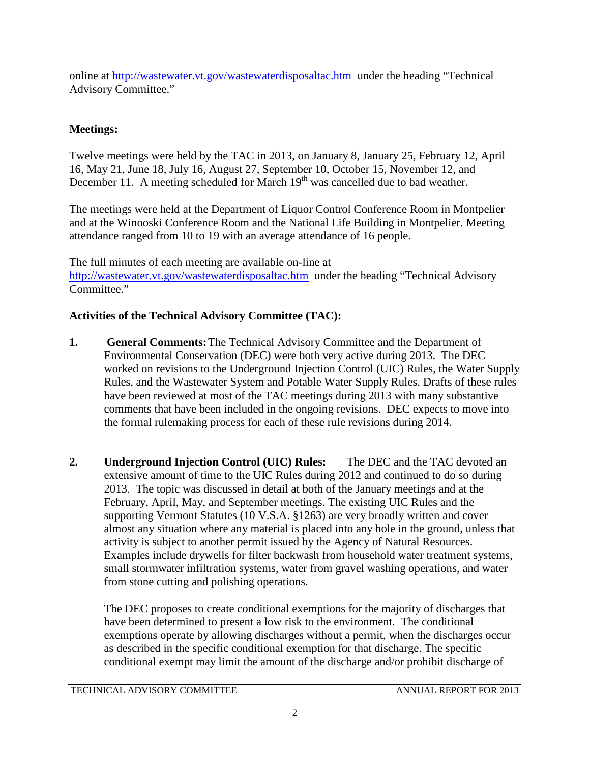online at http://wastewater.vt.gov/wastewaterdisposaltac.htm under the heading "Technical Advisory Committee."

**Meetings:**

Twelve meetings were held by the TAC in 2013, on January 8, January 25, February 12, April 16, May 21, June 18, July 16, August 27, September 10, October 15, November 12, and December 11. A meeting scheduled for March 19th was cancelled due to bad weather.

The meetings were held at the Department of Liquor Control Conference Room in Montpelier and at the Winooski Conference Room and the National Life Building in Montpelier. Meeting attendance ranged from 10 to 19 with an average attendance of 16 people.

The full minutes of each meeting are available on-line at http://wastewater.vt.gov/wastewaterdisposaltac.htm under the heading "Technical Advisory Committee."

**Activities of the Technical Advisory Committee (TAC):**

1. **General Comments:** The Technical Advisory Committee and the Department of Environmental Conservation (DEC) were both very active during 2013. The DEC worked on revisions to the Underground Injection Control (UIC) Rules, the Water Supply Rules, and the Wastewater System and Potable Water Supply Rules. Drafts of these rules have been reviewed at most of the TAC meetings during 2013 with many substantive comments that have been included in the ongoing revisions. DEC expects to move into the formal rulemaking process for each of these rule revisions during 2014.

2. **Underground Injection Control (UIC) Rules:** The DEC and the TAC devoted an extensive amount of time to the UIC Rules during 2012 and continued to do so during 2013. The topic was discussed in detail at both of the January meetings and at the February, April, May, and September meetings. The existing UIC Rules and the supporting Vermont Statutes (10 V.S.A. §1263) are very broadly written and cover almost any situation where any material is placed into any hole in the ground, unless that activity is subject to another permit issued by the Agency of Natural Resources. Examples include drywells for filter backwash from household water treatment systems, small stormwater infiltration systems, water from gravel washing operations, and water from stone cutting and polishing operations.

   The DEC proposes to create conditional exemptions for the majority of discharges that have been determined to present a low risk to the environment. The conditional exemptions operate by allowing discharges without a permit, when the discharges occur as described in the specific conditional exemption for that discharge. The specific conditional exempt may limit the amount of the discharge and/or prohibit discharge of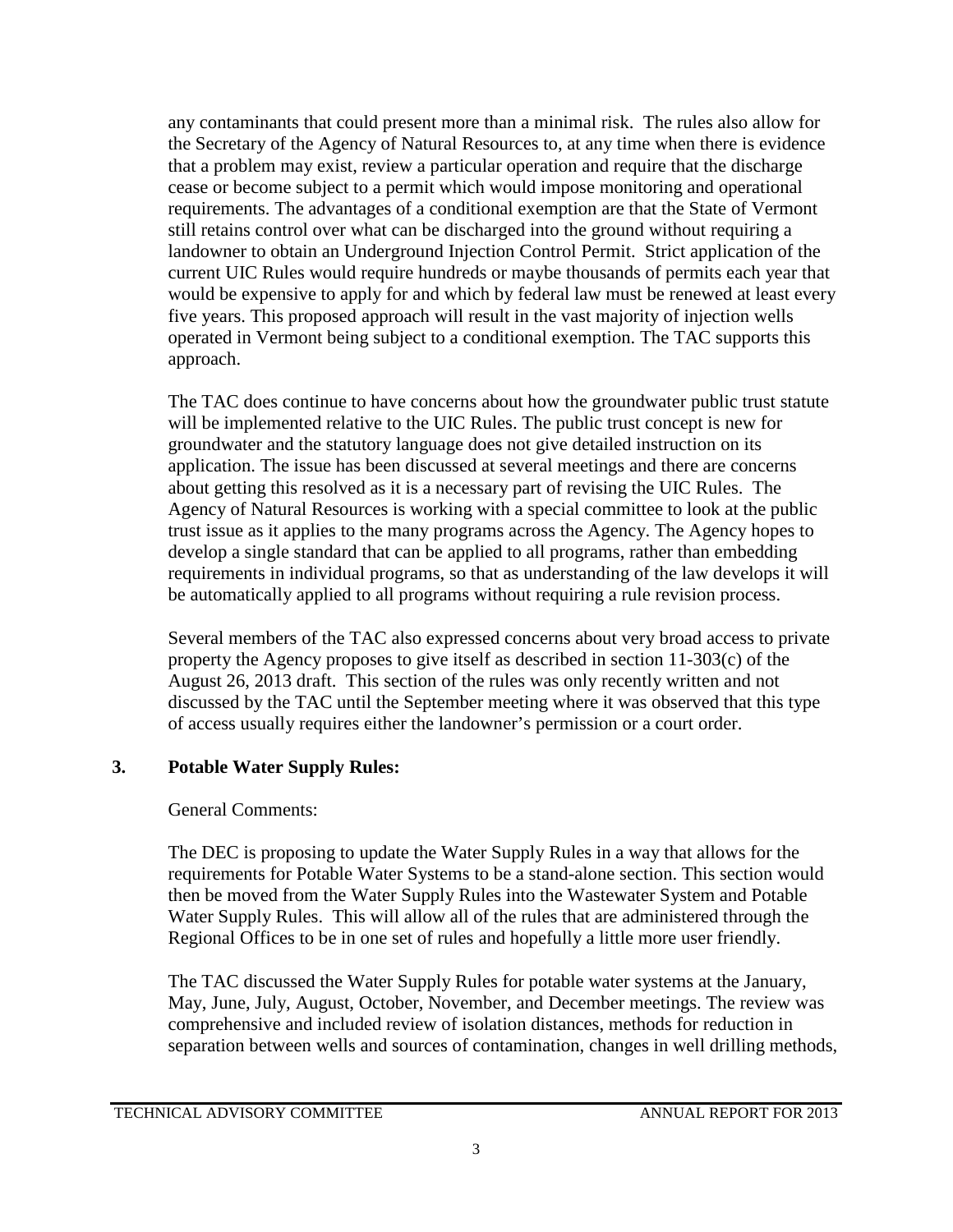any contaminants that could present more than a minimal risk. The rules also allow for the Secretary of the Agency of Natural Resources to, at any time when there is evidence that a problem may exist, review a particular operation and require that the discharge cease or become subject to a permit which would impose monitoring and operational requirements. The advantages of a conditional exemption are that the State of Vermont still retains control over what can be discharged into the ground without requiring a landowner to obtain an Underground Injection Control Permit. Strict application of the current UIC Rules would require hundreds or maybe thousands of permits each year that would be expensive to apply for and which by federal law must be renewed at least every five years. This proposed approach will result in the vast majority of injection wells operated in Vermont being subject to a conditional exemption. The TAC supports this approach.

The TAC does continue to have concerns about how the groundwater public trust statute will be implemented relative to the UIC Rules. The public trust concept is new for groundwater and the statutory language does not give detailed instruction on its application. The issue has been discussed at several meetings and there are concerns about getting this resolved as it is a necessary part of revising the UIC Rules. The Agency of Natural Resources is working with a special committee to look at the public trust issue as it applies to the many programs across the Agency. The Agency hopes to develop a single standard that can be applied to all programs, rather than embedding requirements in individual programs, so that as understanding of the law develops it will be automatically applied to all programs without requiring a rule revision process.

Several members of the TAC also expressed concerns about very broad access to private property the Agency proposes to give itself as described in section 11-303(c) of the August 26, 2013 draft. This section of the rules was only recently written and not discussed by the TAC until the September meeting where it was observed that this type of access usually requires either the landowner's permission or a court order.

## 3. Potable Water Supply Rules:

General Comments:

The DEC is proposing to update the Water Supply Rules in a way that allows for the requirements for Potable Water Systems to be a stand-alone section. This section would then be moved from the Water Supply Rules into the Wastewater System and Potable Water Supply Rules. This will allow all of the rules that are administered through the Regional Offices to be in one set of rules and hopefully a little more user friendly.

The TAC discussed the Water Supply Rules for potable water systems at the January, May, June, July, August, October, November, and December meetings. The review was comprehensive and included review of isolation distances, methods for reduction in separation between wells and sources of contamination, changes in well drilling methods,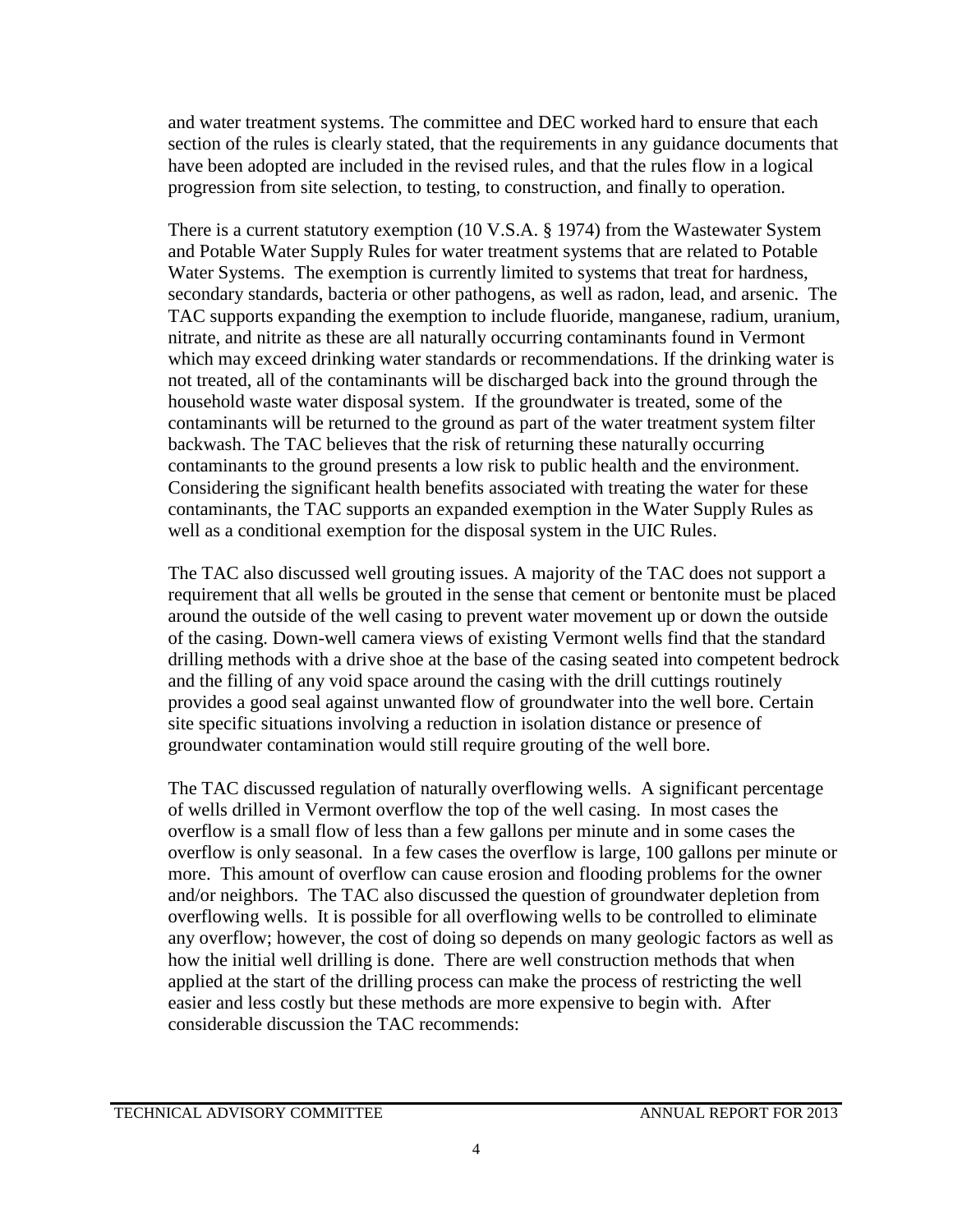and water treatment systems. The committee and DEC worked hard to ensure that each section of the rules is clearly stated, that the requirements in any guidance documents that have been adopted are included in the revised rules, and that the rules flow in a logical progression from site selection, to testing, to construction, and finally to operation.

There is a current statutory exemption (10 V.S.A. § 1974) from the Wastewater System and Potable Water Supply Rules for water treatment systems that are related to Potable Water Systems. The exemption is currently limited to systems that treat for hardness, secondary standards, bacteria or other pathogens, as well as radon, lead, and arsenic. The TAC supports expanding the exemption to include fluoride, manganese, radium, uranium, nitrate, and nitrite as these are all naturally occurring contaminants found in Vermont which may exceed drinking water standards or recommendations. If the drinking water is not treated, all of the contaminants will be discharged back into the ground through the household waste water disposal system. If the groundwater is treated, some of the contaminants will be returned to the ground as part of the water treatment system filter backwash. The TAC believes that the risk of returning these naturally occurring contaminants to the ground presents a low risk to public health and the environment. Considering the significant health benefits associated with treating the water for these contaminants, the TAC supports an expanded exemption in the Water Supply Rules as well as a conditional exemption for the disposal system in the UIC Rules.

The TAC also discussed well grouting issues. A majority of the TAC does not support a requirement that all wells be grouted in the sense that cement or bentonite must be placed around the outside of the well casing to prevent water movement up or down the outside of the casing. Down-well camera views of existing Vermont wells find that the standard drilling methods with a drive shoe at the base of the casing seated into competent bedrock and the filling of any void space around the casing with the drill cuttings routinely provides a good seal against unwanted flow of groundwater into the well bore. Certain site specific situations involving a reduction in isolation distance or presence of groundwater contamination would still require grouting of the well bore.

The TAC discussed regulation of naturally overflowing wells. A significant percentage of wells drilled in Vermont overflow the top of the well casing. In most cases the overflow is a small flow of less than a few gallons per minute and in some cases the overflow is only seasonal. In a few cases the overflow is large, 100 gallons per minute or more. This amount of overflow can cause erosion and flooding problems for the owner and/or neighbors. The TAC also discussed the question of groundwater depletion from overflowing wells. It is possible for all overflowing wells to be controlled to eliminate any overflow; however, the cost of doing so depends on many geologic factors as well as how the initial well drilling is done. There are well construction methods that when applied at the start of the drilling process can make the process of restricting the well easier and less costly but these methods are more expensive to begin with. After considerable discussion the TAC recommends: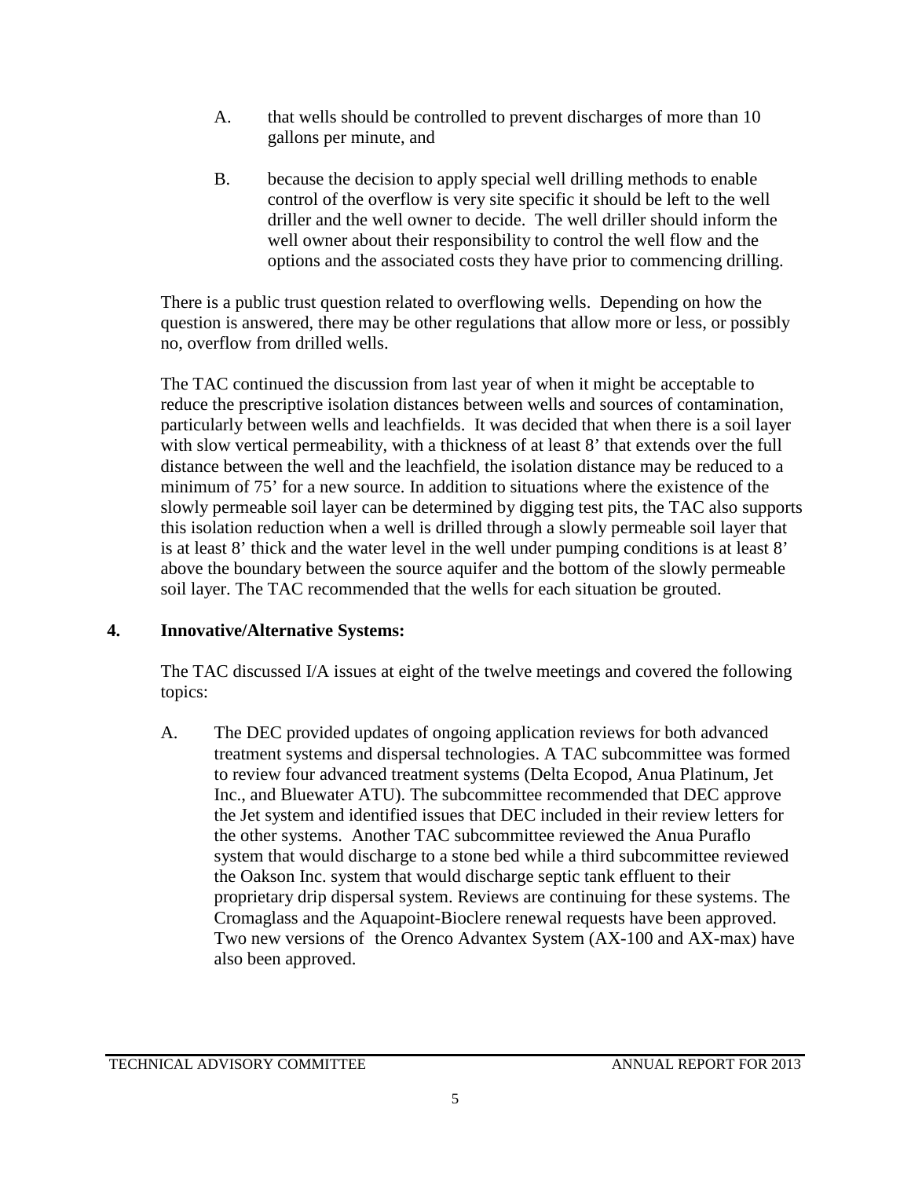A. that wells should be controlled to prevent discharges of more than 10 gallons per minute, and

B. because the decision to apply special well drilling methods to enable control of the overflow is very site specific it should be left to the well driller and the well owner to decide. The well driller should inform the well owner about their responsibility to control the well flow and the options and the associated costs they have prior to commencing drilling.

There is a public trust question related to overflowing wells. Depending on how the question is answered, there may be other regulations that allow more or less, or possibly no, overflow from drilled wells.

The TAC continued the discussion from last year of when it might be acceptable to reduce the prescriptive isolation distances between wells and sources of contamination, particularly between wells and leachfields. It was decided that when there is a soil layer with slow vertical permeability, with a thickness of at least 8' that extends over the full distance between the well and the leachfield, the isolation distance may be reduced to a minimum of 75' for a new source. In addition to situations where the existence of the slowly permeable soil layer can be determined by digging test pits, the TAC also supports this isolation reduction when a well is drilled through a slowly permeable soil layer that is at least 8' thick and the water level in the well under pumping conditions is at least 8' above the boundary between the source aquifer and the bottom of the slowly permeable soil layer. The TAC recommended that the wells for each situation be grouted.

## 4. Innovative/Alternative Systems:

The TAC discussed I/A issues at eight of the twelve meetings and covered the following topics:

A. The DEC provided updates of ongoing application reviews for both advanced treatment systems and dispersal technologies. A TAC subcommittee was formed to review four advanced treatment systems (Delta Ecopod, Anua Platinum, Jet Inc., and Bluewater ATU). The subcommittee recommended that DEC approve the Jet system and identified issues that DEC included in their review letters for the other systems. Another TAC subcommittee reviewed the Anua Puraflo system that would discharge to a stone bed while a third subcommittee reviewed the Oakson Inc. system that would discharge septic tank effluent to their proprietary drip dispersal system. Reviews are continuing for these systems. The Cromaglass and the Aquapoint-Bioclere renewal requests have been approved. Two new versions of the Orenco Advantex System (AX-100 and AX-max) have also been approved.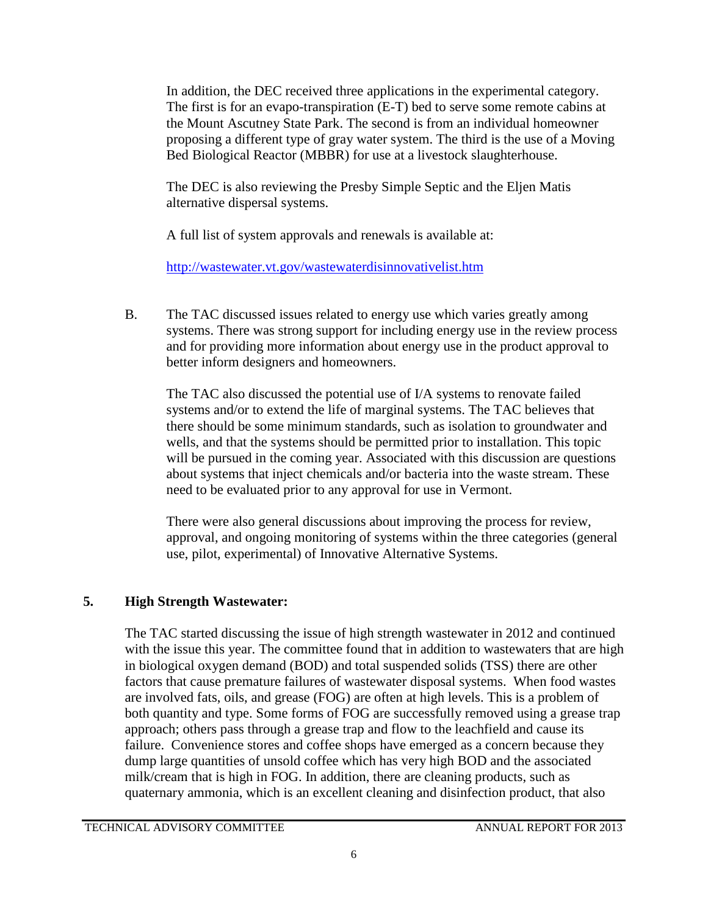In addition, the DEC received three applications in the experimental category. The first is for an evapo-transpiration (E-T) bed to serve some remote cabins at the Mount Ascutney State Park. The second is from an individual homeowner proposing a different type of gray water system. The third is the use of a Moving Bed Biological Reactor (MBBR) for use at a livestock slaughterhouse.

The DEC is also reviewing the Presby Simple Septic and the Eljen Matis alternative dispersal systems.

A full list of system approvals and renewals is available at:

http://wastewater.vt.gov/wastewaterdisinnovativelist.htm

B. The TAC discussed issues related to energy use which varies greatly among systems. There was strong support for including energy use in the review process and for providing more information about energy use in the product approval to better inform designers and homeowners.

The TAC also discussed the potential use of I/A systems to renovate failed systems and/or to extend the life of marginal systems. The TAC believes that there should be some minimum standards, such as isolation to groundwater and wells, and that the systems should be permitted prior to installation. This topic will be pursued in the coming year. Associated with this discussion are questions about systems that inject chemicals and/or bacteria into the waste stream. These need to be evaluated prior to any approval for use in Vermont.

There were also general discussions about improving the process for review, approval, and ongoing monitoring of systems within the three categories (general use, pilot, experimental) of Innovative Alternative Systems.

## 5. High Strength Wastewater:

The TAC started discussing the issue of high strength wastewater in 2012 and continued with the issue this year. The committee found that in addition to wastewaters that are high in biological oxygen demand (BOD) and total suspended solids (TSS) there are other factors that cause premature failures of wastewater disposal systems. When food wastes are involved fats, oils, and grease (FOG) are often at high levels. This is a problem of both quantity and type. Some forms of FOG are successfully removed using a grease trap approach; others pass through a grease trap and flow to the leachfield and cause its failure. Convenience stores and coffee shops have emerged as a concern because they dump large quantities of unsold coffee which has very high BOD and the associated milk/cream that is high in FOG. In addition, there are cleaning products, such as quaternary ammonia, which is an excellent cleaning and disinfection product, that also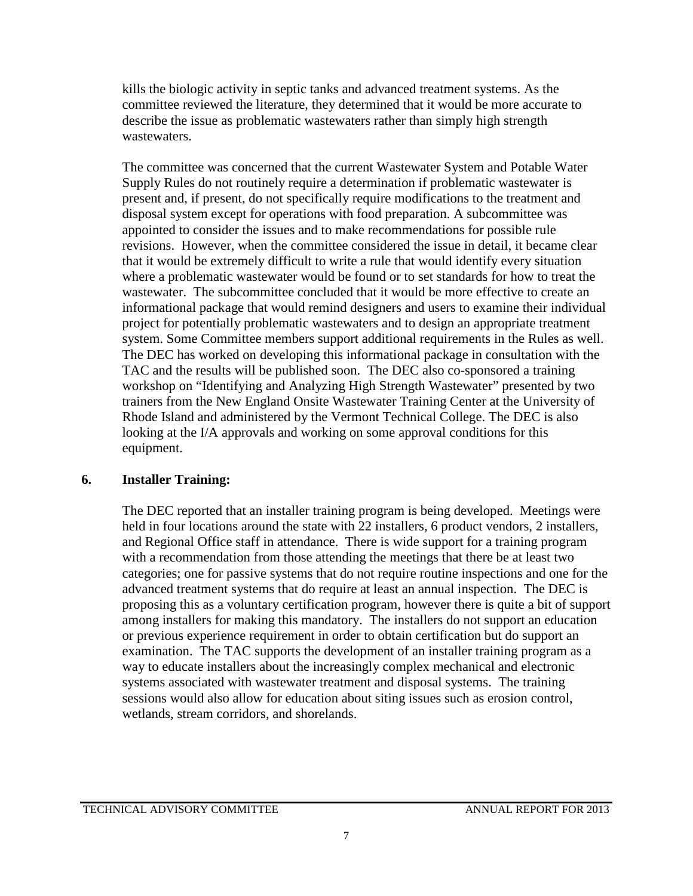kills the biologic activity in septic tanks and advanced treatment systems. As the committee reviewed the literature, they determined that it would be more accurate to describe the issue as problematic wastewaters rather than simply high strength wastewaters.

The committee was concerned that the current Wastewater System and Potable Water Supply Rules do not routinely require a determination if problematic wastewater is present and, if present, do not specifically require modifications to the treatment and disposal system except for operations with food preparation. A subcommittee was appointed to consider the issues and to make recommendations for possible rule revisions. However, when the committee considered the issue in detail, it became clear that it would be extremely difficult to write a rule that would identify every situation where a problematic wastewater would be found or to set standards for how to treat the wastewater. The subcommittee concluded that it would be more effective to create an informational package that would remind designers and users to examine their individual project for potentially problematic wastewaters and to design an appropriate treatment system. Some Committee members support additional requirements in the Rules as well. The DEC has worked on developing this informational package in consultation with the TAC and the results will be published soon. The DEC also co-sponsored a training workshop on "Identifying and Analyzing High Strength Wastewater" presented by two trainers from the New England Onsite Wastewater Training Center at the University of Rhode Island and administered by the Vermont Technical College. The DEC is also looking at the I/A approvals and working on some approval conditions for this equipment.

## 6. Installer Training:

The DEC reported that an installer training program is being developed. Meetings were held in four locations around the state with 22 installers, 6 product vendors, 2 installers, and Regional Office staff in attendance. There is wide support for a training program with a recommendation from those attending the meetings that there be at least two categories; one for passive systems that do not require routine inspections and one for the advanced treatment systems that do require at least an annual inspection. The DEC is proposing this as a voluntary certification program, however there is quite a bit of support among installers for making this mandatory. The installers do not support an education or previous experience requirement in order to obtain certification but do support an examination. The TAC supports the development of an installer training program as a way to educate installers about the increasingly complex mechanical and electronic systems associated with wastewater treatment and disposal systems. The training sessions would also allow for education about siting issues such as erosion control, wetlands, stream corridors, and shorelands.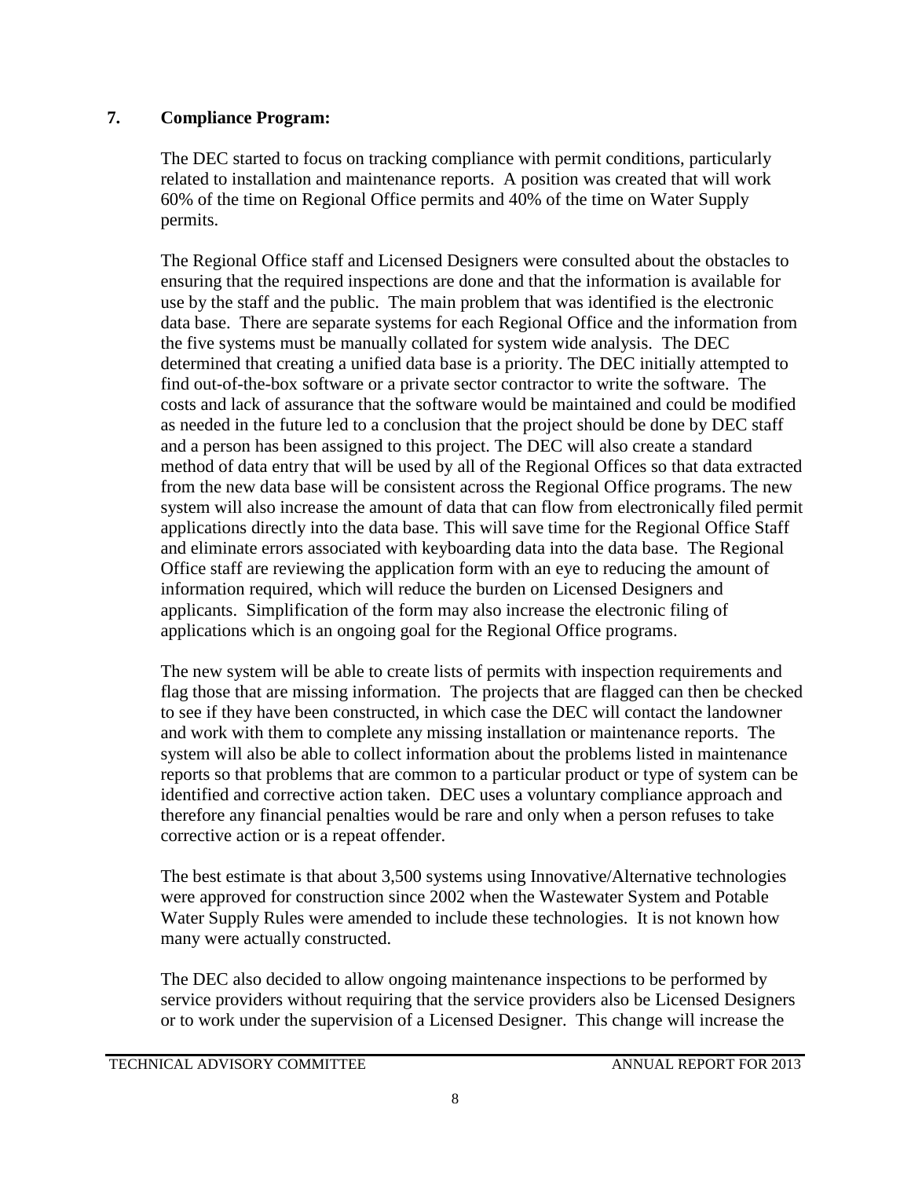## 7. Compliance Program:

The DEC started to focus on tracking compliance with permit conditions, particularly related to installation and maintenance reports. A position was created that will work 60% of the time on Regional Office permits and 40% of the time on Water Supply permits.

The Regional Office staff and Licensed Designers were consulted about the obstacles to ensuring that the required inspections are done and that the information is available for use by the staff and the public. The main problem that was identified is the electronic data base. There are separate systems for each Regional Office and the information from the five systems must be manually collated for system wide analysis. The DEC determined that creating a unified data base is a priority. The DEC initially attempted to find out-of-the-box software or a private sector contractor to write the software. The costs and lack of assurance that the software would be maintained and could be modified as needed in the future led to a conclusion that the project should be done by DEC staff and a person has been assigned to this project. The DEC will also create a standard method of data entry that will be used by all of the Regional Offices so that data extracted from the new data base will be consistent across the Regional Office programs. The new system will also increase the amount of data that can flow from electronically filed permit applications directly into the data base. This will save time for the Regional Office Staff and eliminate errors associated with keyboarding data into the data base. The Regional Office staff are reviewing the application form with an eye to reducing the amount of information required, which will reduce the burden on Licensed Designers and applicants. Simplification of the form may also increase the electronic filing of applications which is an ongoing goal for the Regional Office programs.

The new system will be able to create lists of permits with inspection requirements and flag those that are missing information. The projects that are flagged can then be checked to see if they have been constructed, in which case the DEC will contact the landowner and work with them to complete any missing installation or maintenance reports. The system will also be able to collect information about the problems listed in maintenance reports so that problems that are common to a particular product or type of system can be identified and corrective action taken. DEC uses a voluntary compliance approach and therefore any financial penalties would be rare and only when a person refuses to take corrective action or is a repeat offender.

The best estimate is that about 3,500 systems using Innovative/Alternative technologies were approved for construction since 2002 when the Wastewater System and Potable Water Supply Rules were amended to include these technologies. It is not known how many were actually constructed.

The DEC also decided to allow ongoing maintenance inspections to be performed by service providers without requiring that the service providers also be Licensed Designers or to work under the supervision of a Licensed Designer. This change will increase the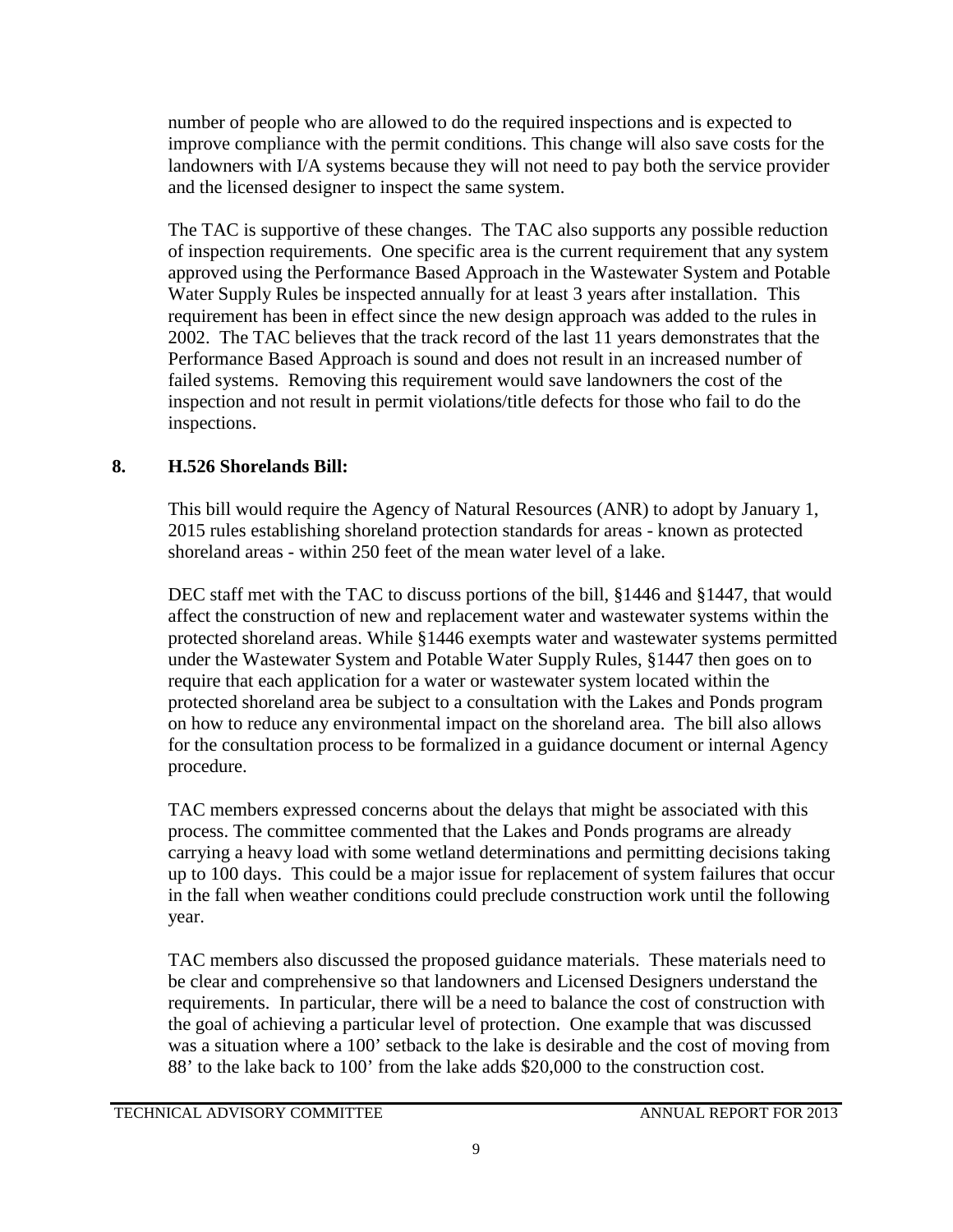number of people who are allowed to do the required inspections and is expected to improve compliance with the permit conditions. This change will also save costs for the landowners with I/A systems because they will not need to pay both the service provider and the licensed designer to inspect the same system.

The TAC is supportive of these changes. The TAC also supports any possible reduction of inspection requirements. One specific area is the current requirement that any system approved using the Performance Based Approach in the Wastewater System and Potable Water Supply Rules be inspected annually for at least 3 years after installation. This requirement has been in effect since the new design approach was added to the rules in 2002. The TAC believes that the track record of the last 11 years demonstrates that the Performance Based Approach is sound and does not result in an increased number of failed systems. Removing this requirement would save landowners the cost of the inspection and not result in permit violations/title defects for those who fail to do the inspections.

## 8. H.526 Shorelands Bill:

This bill would require the Agency of Natural Resources (ANR) to adopt by January 1, 2015 rules establishing shoreland protection standards for areas - known as protected shoreland areas - within 250 feet of the mean water level of a lake.

DEC staff met with the TAC to discuss portions of the bill, §1446 and §1447, that would affect the construction of new and replacement water and wastewater systems within the protected shoreland areas. While §1446 exempts water and wastewater systems permitted under the Wastewater System and Potable Water Supply Rules, §1447 then goes on to require that each application for a water or wastewater system located within the protected shoreland area be subject to a consultation with the Lakes and Ponds program on how to reduce any environmental impact on the shoreland area. The bill also allows for the consultation process to be formalized in a guidance document or internal Agency procedure.

TAC members expressed concerns about the delays that might be associated with this process. The committee commented that the Lakes and Ponds programs are already carrying a heavy load with some wetland determinations and permitting decisions taking up to 100 days. This could be a major issue for replacement of system failures that occur in the fall when weather conditions could preclude construction work until the following year.

TAC members also discussed the proposed guidance materials. These materials need to be clear and comprehensive so that landowners and Licensed Designers understand the requirements. In particular, there will be a need to balance the cost of construction with the goal of achieving a particular level of protection. One example that was discussed was a situation where a 100' setback to the lake is desirable and the cost of moving from 88' to the lake back to 100' from the lake adds $20,000 to the construction cost.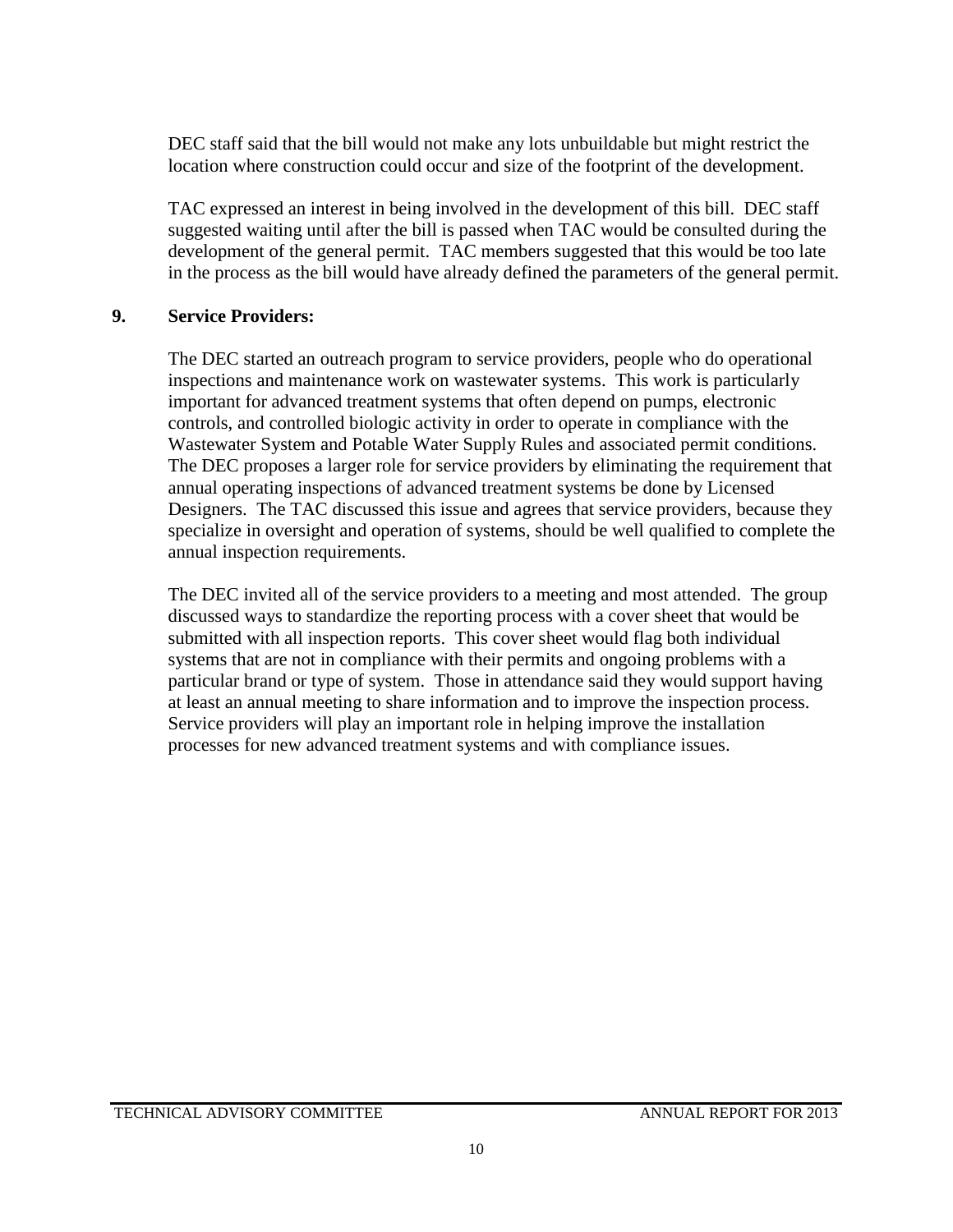DEC staff said that the bill would not make any lots unbuildable but might restrict the location where construction could occur and size of the footprint of the development.

TAC expressed an interest in being involved in the development of this bill. DEC staff suggested waiting until after the bill is passed when TAC would be consulted during the development of the general permit. TAC members suggested that this would be too late in the process as the bill would have already defined the parameters of the general permit.

## 9. Service Providers:

The DEC started an outreach program to service providers, people who do operational inspections and maintenance work on wastewater systems. This work is particularly important for advanced treatment systems that often depend on pumps, electronic controls, and controlled biologic activity in order to operate in compliance with the Wastewater System and Potable Water Supply Rules and associated permit conditions. The DEC proposes a larger role for service providers by eliminating the requirement that annual operating inspections of advanced treatment systems be done by Licensed Designers. The TAC discussed this issue and agrees that service providers, because they specialize in oversight and operation of systems, should be well qualified to complete the annual inspection requirements.

The DEC invited all of the service providers to a meeting and most attended. The group discussed ways to standardize the reporting process with a cover sheet that would be submitted with all inspection reports. This cover sheet would flag both individual systems that are not in compliance with their permits and ongoing problems with a particular brand or type of system. Those in attendance said they would support having at least an annual meeting to share information and to improve the inspection process. Service providers will play an important role in helping improve the installation processes for new advanced treatment systems and with compliance issues.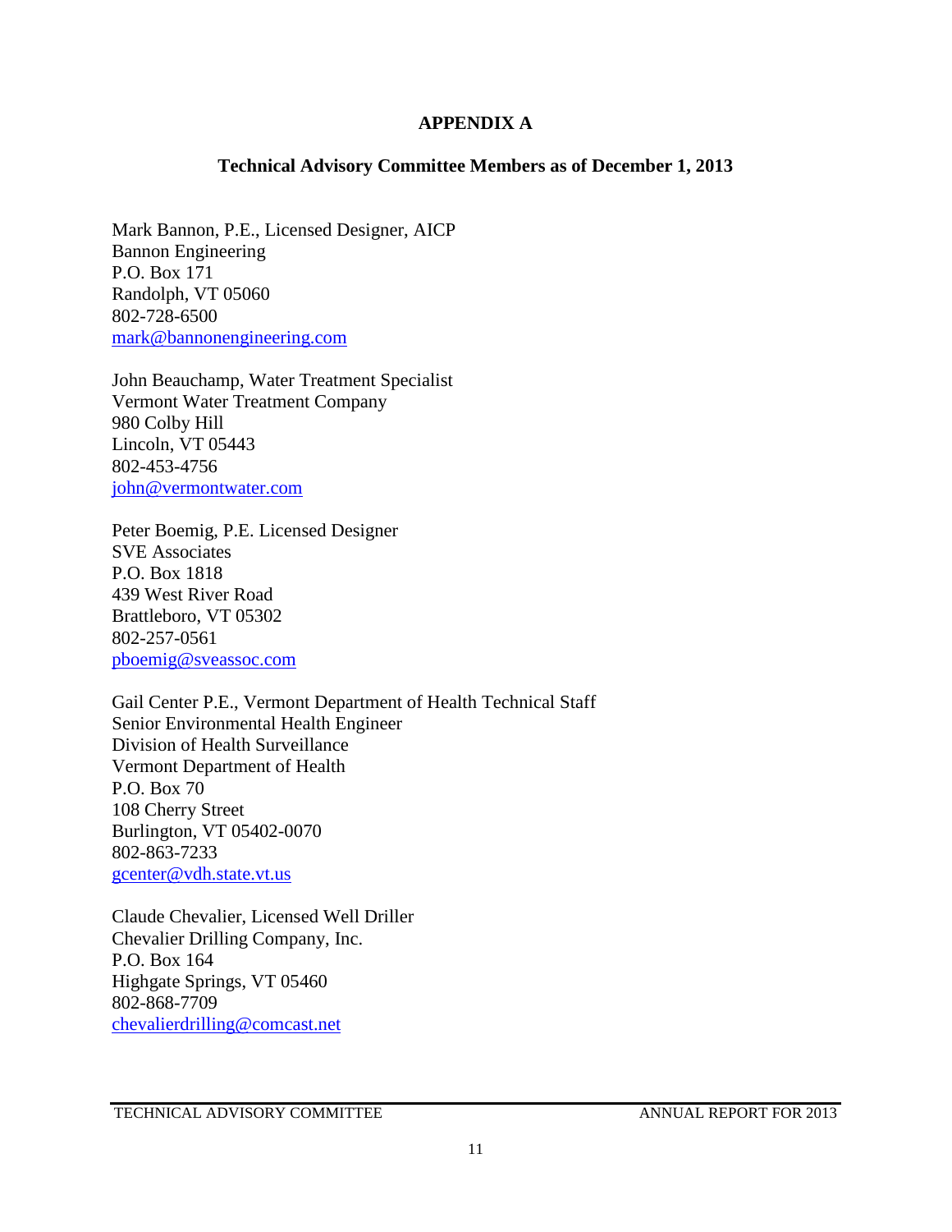# APPENDIX A

## Technical Advisory Committee Members as of December 1, 2013

Mark Bannon, P.E., Licensed Designer, AICP
Bannon Engineering
P.O. Box 171
Randolph, VT 05060
802-728-6500
mark@bannonengineering.com

John Beauchamp, Water Treatment Specialist
Vermont Water Treatment Company
980 Colby Hill
Lincoln, VT 05443
802-453-4756
john@vermontwater.com

Peter Boemig, P.E. Licensed Designer
SVE Associates
P.O. Box 1818
439 West River Road
Brattleboro, VT 05302
802-257-0561
pboemig@sveassoc.com

Gail Center P.E., Vermont Department of Health Technical Staff
Senior Environmental Health Engineer
Division of Health Surveillance
Vermont Department of Health
P.O. Box 70
108 Cherry Street
Burlington, VT 05402-0070
802-863-7233
gcenter@vdh.state.vt.us

Claude Chevalier, Licensed Well Driller
Chevalier Drilling Company, Inc.
P.O. Box 164
Highgate Springs, VT 05460
802-868-7709
chevalierdrilling@comcast.net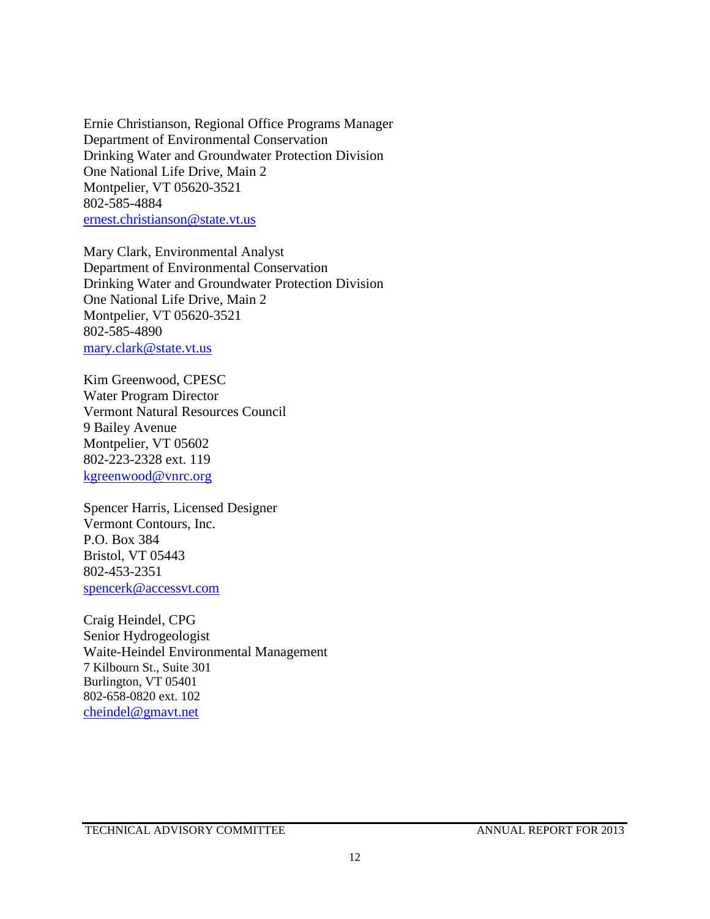Ernie Christianson, Regional Office Programs Manager
Department of Environmental Conservation
Drinking Water and Groundwater Protection Division
One National Life Drive, Main 2
Montpelier, VT 05620-3521
802-585-4884
ernest.christianson@state.vt.us

Mary Clark, Environmental Analyst
Department of Environmental Conservation
Drinking Water and Groundwater Protection Division
One National Life Drive, Main 2
Montpelier, VT 05620-3521
802-585-4890
mary.clark@state.vt.us

Kim Greenwood, CPESC
Water Program Director
Vermont Natural Resources Council
9 Bailey Avenue
Montpelier, VT 05602
802-223-2328 ext. 119
kgreenwood@vnrc.org

Spencer Harris, Licensed Designer
Vermont Contours, Inc.
P.O. Box 384
Bristol, VT 05443
802-453-2351
spencerk@accessvt.com

Craig Heindel, CPG
Senior Hydrogeologist
Waite-Heindel Environmental Management
7 Kilbourn St., Suite 301
Burlington, VT 05401
802-658-0820 ext. 102
cheindel@gmavt.net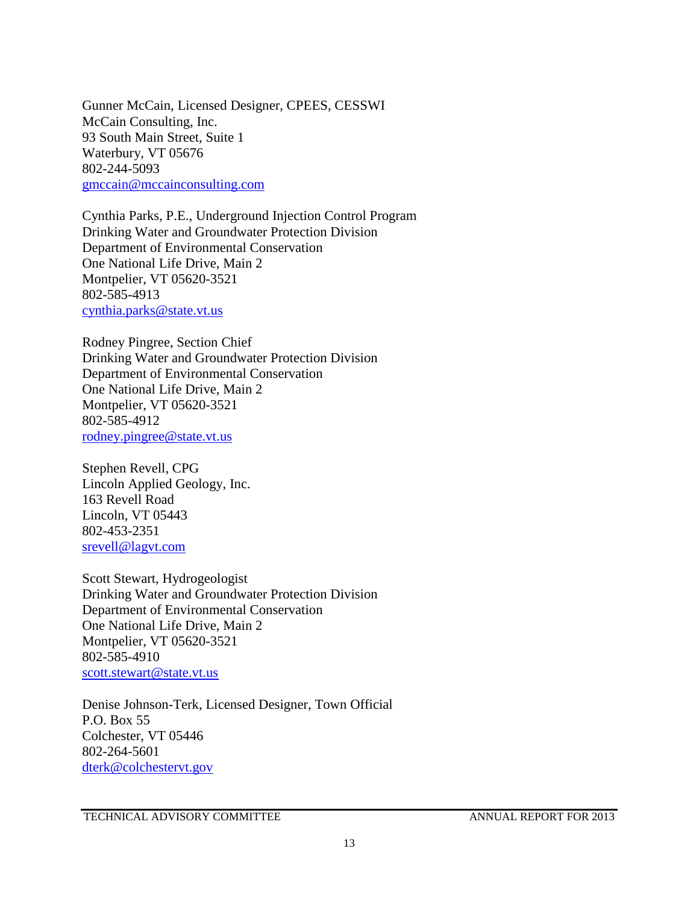Gunner McCain, Licensed Designer, CPEES, CESSWI
McCain Consulting, Inc.
93 South Main Street, Suite 1
Waterbury, VT 05676
802-244-5093
gmccain@mccainconsulting.com

Cynthia Parks, P.E., Underground Injection Control Program
Drinking Water and Groundwater Protection Division
Department of Environmental Conservation
One National Life Drive, Main 2
Montpelier, VT 05620-3521
802-585-4913
cynthia.parks@state.vt.us

Rodney Pingree, Section Chief
Drinking Water and Groundwater Protection Division
Department of Environmental Conservation
One National Life Drive, Main 2
Montpelier, VT 05620-3521
802-585-4912
rodney.pingree@state.vt.us

Stephen Revell, CPG
Lincoln Applied Geology, Inc.
163 Revell Road
Lincoln, VT 05443
802-453-2351
srevell@lagvt.com

Scott Stewart, Hydrogeologist
Drinking Water and Groundwater Protection Division
Department of Environmental Conservation
One National Life Drive, Main 2
Montpelier, VT 05620-3521
802-585-4910
scott.stewart@state.vt.us

Denise Johnson-Terk, Licensed Designer, Town Official
P.O. Box 55
Colchester, VT 05446
802-264-5601
dterk@colchestervt.gov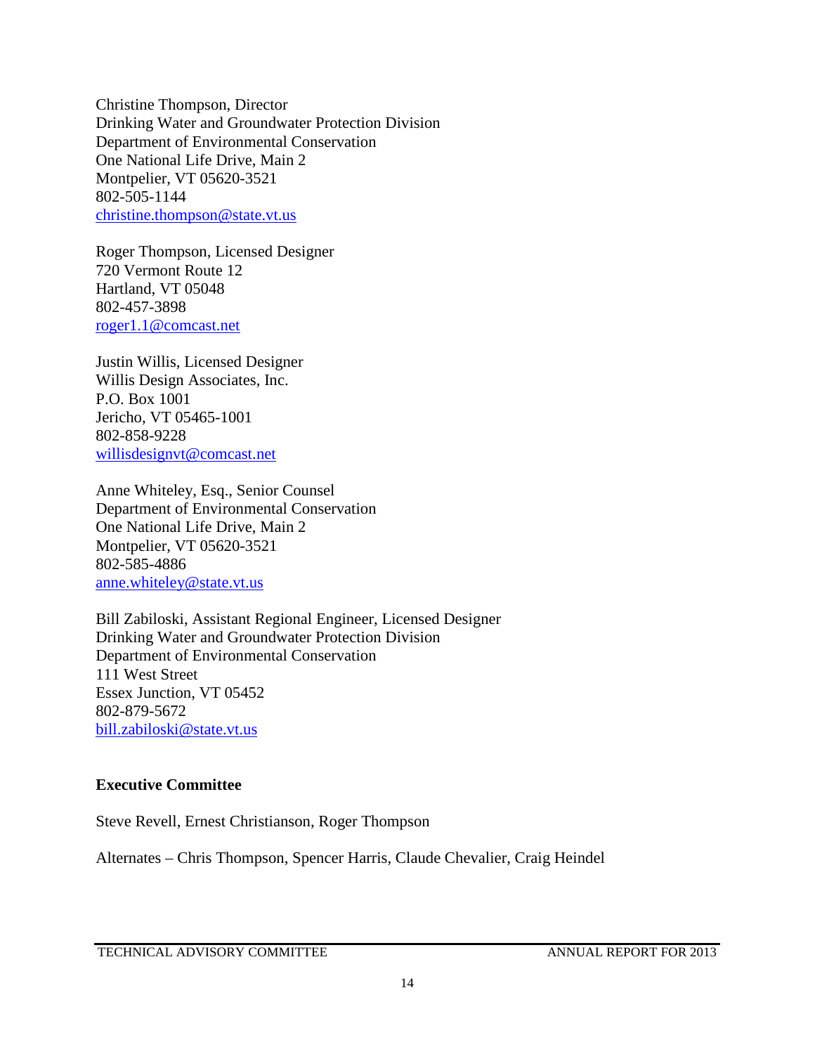Christine Thompson, Director
Drinking Water and Groundwater Protection Division
Department of Environmental Conservation
One National Life Drive, Main 2
Montpelier, VT 05620-3521
802-505-1144
christine.thompson@state.vt.us

Roger Thompson, Licensed Designer
720 Vermont Route 12
Hartland, VT 05048
802-457-3898
roger1.1@comcast.net

Justin Willis, Licensed Designer
Willis Design Associates, Inc.
P.O. Box 1001
Jericho, VT 05465-1001
802-858-9228
willisdesignvt@comcast.net

Anne Whiteley, Esq., Senior Counsel
Department of Environmental Conservation
One National Life Drive, Main 2
Montpelier, VT 05620-3521
802-585-4886
anne.whiteley@state.vt.us

Bill Zabiloski, Assistant Regional Engineer, Licensed Designer
Drinking Water and Groundwater Protection Division
Department of Environmental Conservation
111 West Street
Essex Junction, VT 05452
802-879-5672
bill.zabiloski@state.vt.us

**Executive Committee**

Steve Revell, Ernest Christianson, Roger Thompson

Alternates – Chris Thompson, Spencer Harris, Claude Chevalier, Craig Heindel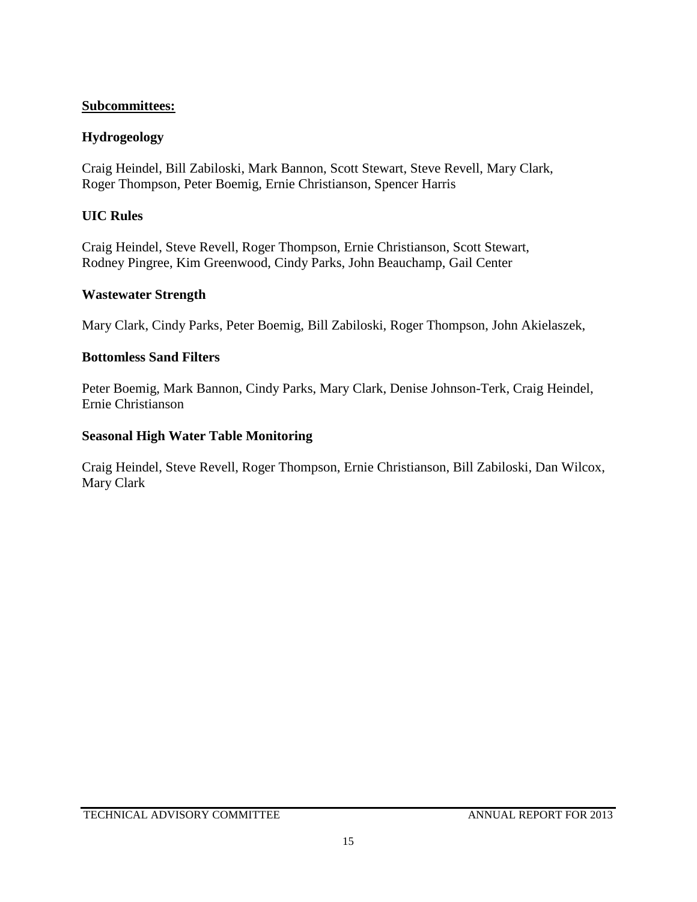**Subcommittees:**

**Hydrogeology**

Craig Heindel, Bill Zabiloski, Mark Bannon, Scott Stewart, Steve Revell, Mary Clark, Roger Thompson, Peter Boemig, Ernie Christianson, Spencer Harris

**UIC Rules**

Craig Heindel, Steve Revell, Roger Thompson, Ernie Christianson, Scott Stewart, Rodney Pingree, Kim Greenwood, Cindy Parks, John Beauchamp, Gail Center

**Wastewater Strength**

Mary Clark, Cindy Parks, Peter Boemig, Bill Zabiloski, Roger Thompson, John Akielaszek,

**Bottomless Sand Filters**

Peter Boemig, Mark Bannon, Cindy Parks, Mary Clark, Denise Johnson-Terk, Craig Heindel, Ernie Christianson

**Seasonal High Water Table Monitoring**

Craig Heindel, Steve Revell, Roger Thompson, Ernie Christianson, Bill Zabiloski, Dan Wilcox, Mary Clark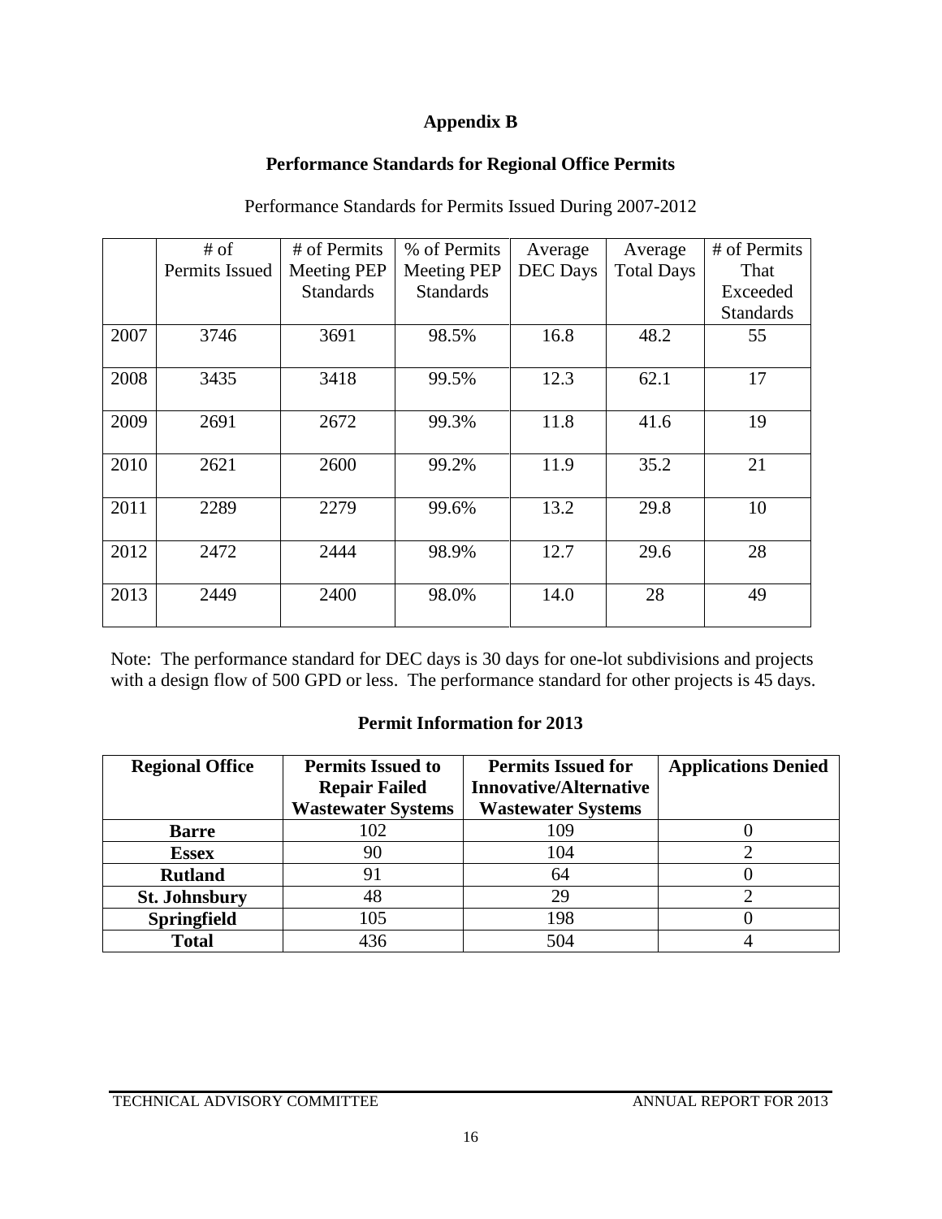# Appendix B

## Performance Standards for Regional Office Permits

Performance Standards for Permits Issued During 2007-2012

| | # of Permits Issued | # of Permits Meeting PEP Standards | % of Permits Meeting PEP Standards | Average DEC Days | Average Total Days | # of Permits That Exceeded Standards |
|---|---|---|---|---|---|---|
| 2007 | 3746 | 3691 | 98.5% | 16.8 | 48.2 | 55 |
| 2008 | 3435 | 3418 | 99.5% | 12.3 | 62.1 | 17 |
| 2009 | 2691 | 2672 | 99.3% | 11.8 | 41.6 | 19 |
| 2010 | 2621 | 2600 | 99.2% | 11.9 | 35.2 | 21 |
| 2011 | 2289 | 2279 | 99.6% | 13.2 | 29.8 | 10 |
| 2012 | 2472 | 2444 | 98.9% | 12.7 | 29.6 | 28 |
| 2013 | 2449 | 2400 | 98.0% | 14.0 | 28 | 49 |

Note: The performance standard for DEC days is 30 days for one-lot subdivisions and projects with a design flow of 500 GPD or less. The performance standard for other projects is 45 days.

### Permit Information for 2013

| Regional Office | Permits Issued to Repair Failed Wastewater Systems | Permits Issued for Innovative/Alternative Wastewater Systems | Applications Denied |
|---|---|---|---|
| **Barre** | 102 | 109 | 0 |
| **Essex** | 90 | 104 | 2 |
| **Rutland** | 91 | 64 | 0 |
| **St. Johnsbury** | 48 | 29 | 2 |
| **Springfield** | 105 | 198 | 0 |
| **Total** | 436 | 504 | 4 |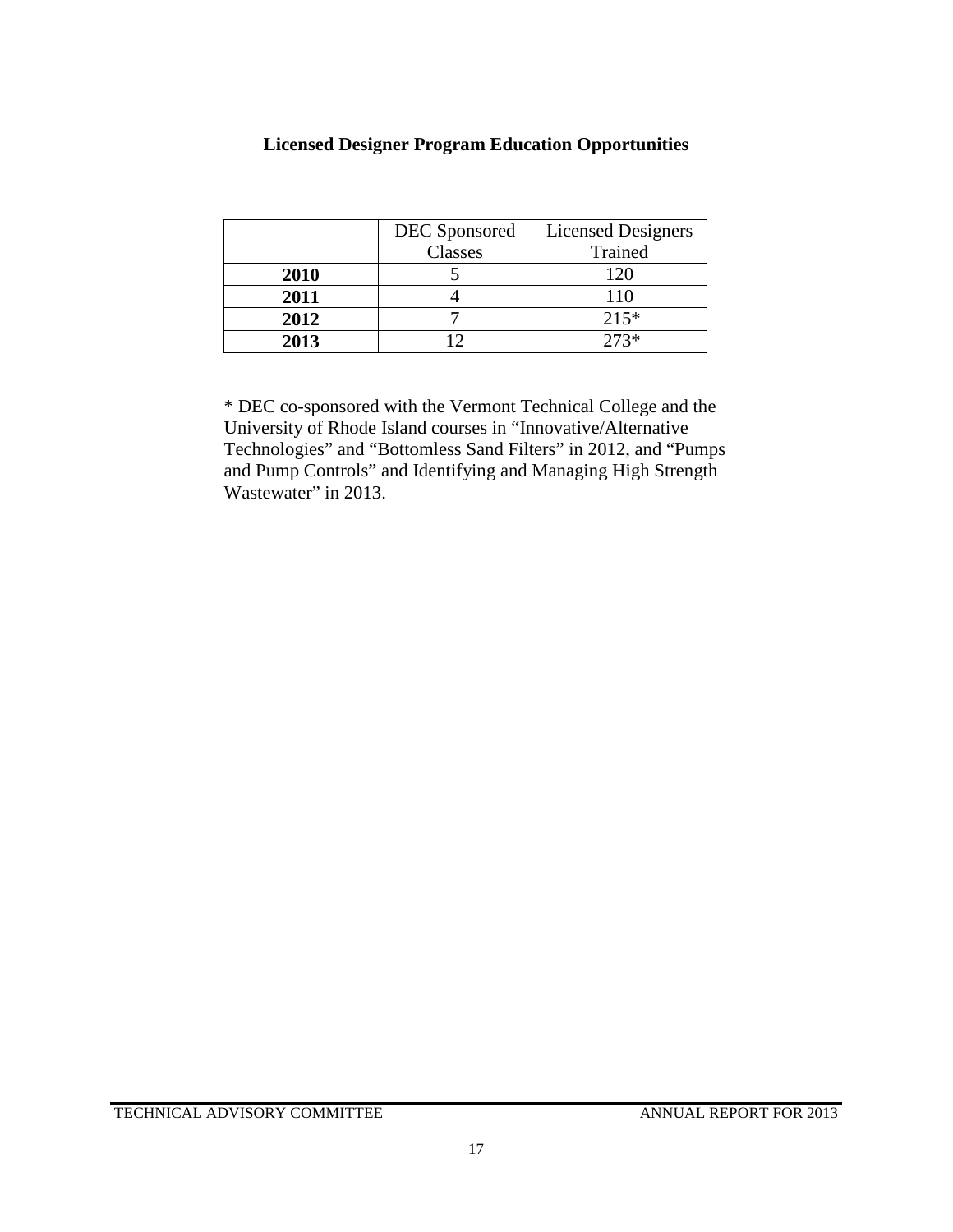### Licensed Designer Program Education Opportunities

| | DEC Sponsored Classes | Licensed Designers Trained |
|---|---|---|
| **2010** | 5 | 120 |
| **2011** | 4 | 110 |
| **2012** | 7 | 215* |
| **2013** | 12 | 273* |

* DEC co-sponsored with the Vermont Technical College and the University of Rhode Island courses in "Innovative/Alternative Technologies" and "Bottomless Sand Filters" in 2012, and "Pumps and Pump Controls" and Identifying and Managing High Strength Wastewater" in 2013.